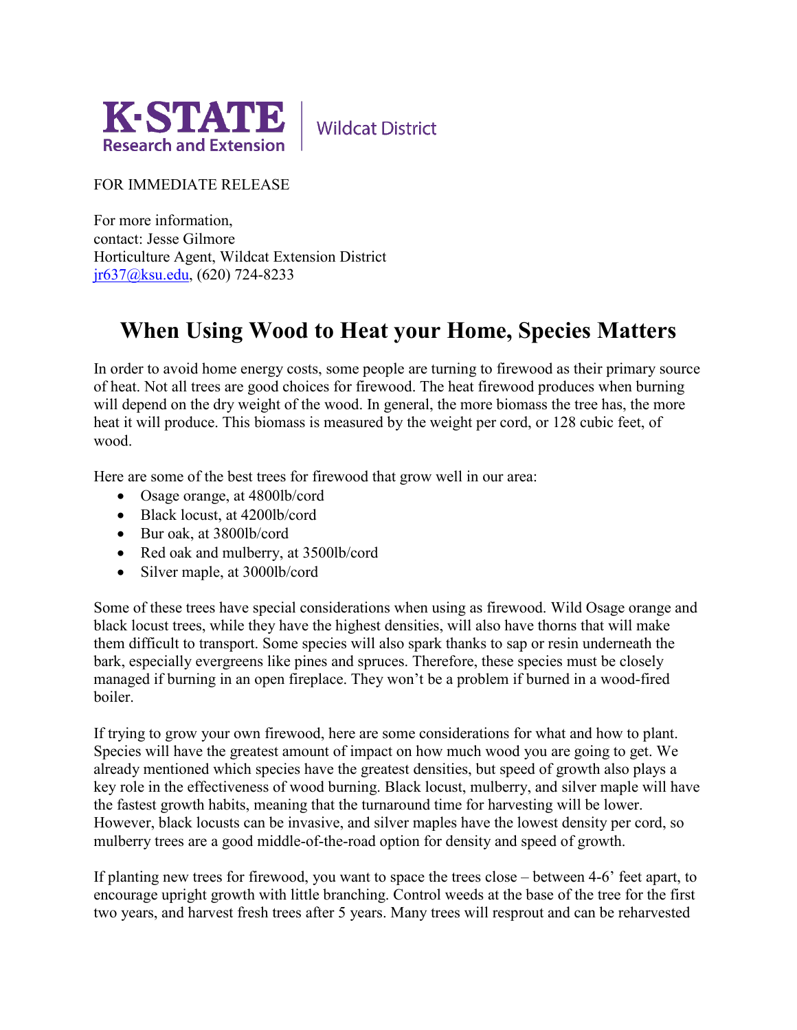K·STATE Research and Extension | Wildcat District

FOR IMMEDIATE RELEASE

For more information,
contact: Jesse Gilmore
Horticulture Agent, Wildcat Extension District
jr637@ksu.edu, (620) 724-8233

# When Using Wood to Heat your Home, Species Matters

In order to avoid home energy costs, some people are turning to firewood as their primary source of heat. Not all trees are good choices for firewood. The heat firewood produces when burning will depend on the dry weight of the wood. In general, the more biomass the tree has, the more heat it will produce. This biomass is measured by the weight per cord, or 128 cubic feet, of wood.

Here are some of the best trees for firewood that grow well in our area:

- Osage orange, at 4800lb/cord
- Black locust, at 4200lb/cord
- Bur oak, at 3800lb/cord
- Red oak and mulberry, at 3500lb/cord
- Silver maple, at 3000lb/cord

Some of these trees have special considerations when using as firewood. Wild Osage orange and black locust trees, while they have the highest densities, will also have thorns that will make them difficult to transport. Some species will also spark thanks to sap or resin underneath the bark, especially evergreens like pines and spruces. Therefore, these species must be closely managed if burning in an open fireplace. They won't be a problem if burned in a wood-fired boiler.

If trying to grow your own firewood, here are some considerations for what and how to plant. Species will have the greatest amount of impact on how much wood you are going to get. We already mentioned which species have the greatest densities, but speed of growth also plays a key role in the effectiveness of wood burning. Black locust, mulberry, and silver maple will have the fastest growth habits, meaning that the turnaround time for harvesting will be lower. However, black locusts can be invasive, and silver maples have the lowest density per cord, so mulberry trees are a good middle-of-the-road option for density and speed of growth.

If planting new trees for firewood, you want to space the trees close – between 4-6' feet apart, to encourage upright growth with little branching. Control weeds at the base of the tree for the first two years, and harvest fresh trees after 5 years. Many trees will resprout and can be reharvested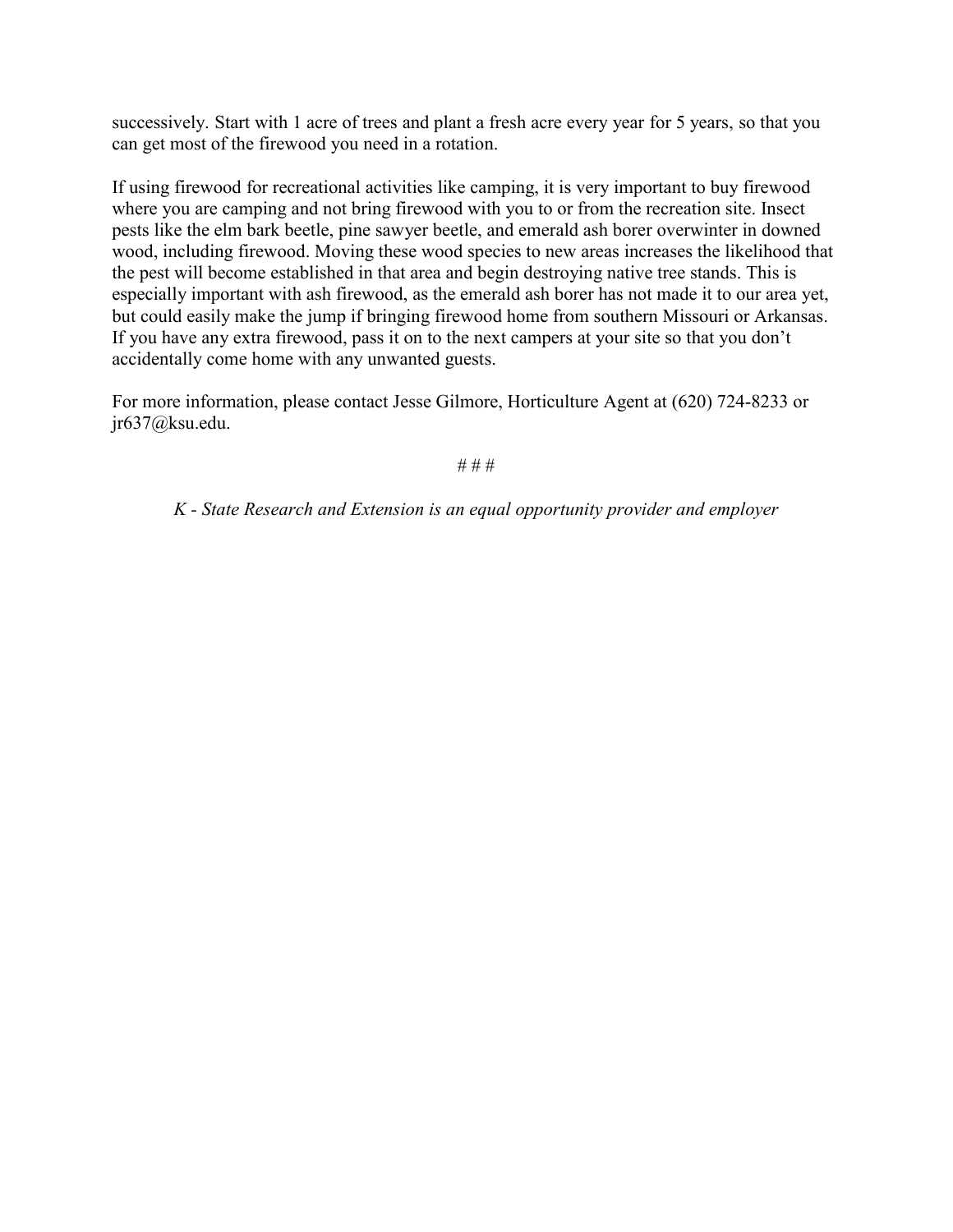successively. Start with 1 acre of trees and plant a fresh acre every year for 5 years, so that you can get most of the firewood you need in a rotation.

If using firewood for recreational activities like camping, it is very important to buy firewood where you are camping and not bring firewood with you to or from the recreation site. Insect pests like the elm bark beetle, pine sawyer beetle, and emerald ash borer overwinter in downed wood, including firewood. Moving these wood species to new areas increases the likelihood that the pest will become established in that area and begin destroying native tree stands. This is especially important with ash firewood, as the emerald ash borer has not made it to our area yet, but could easily make the jump if bringing firewood home from southern Missouri or Arkansas. If you have any extra firewood, pass it on to the next campers at your site so that you don't accidentally come home with any unwanted guests.

For more information, please contact Jesse Gilmore, Horticulture Agent at (620) 724-8233 or jr637@ksu.edu.

# # #

*K - State Research and Extension is an equal opportunity provider and employer*